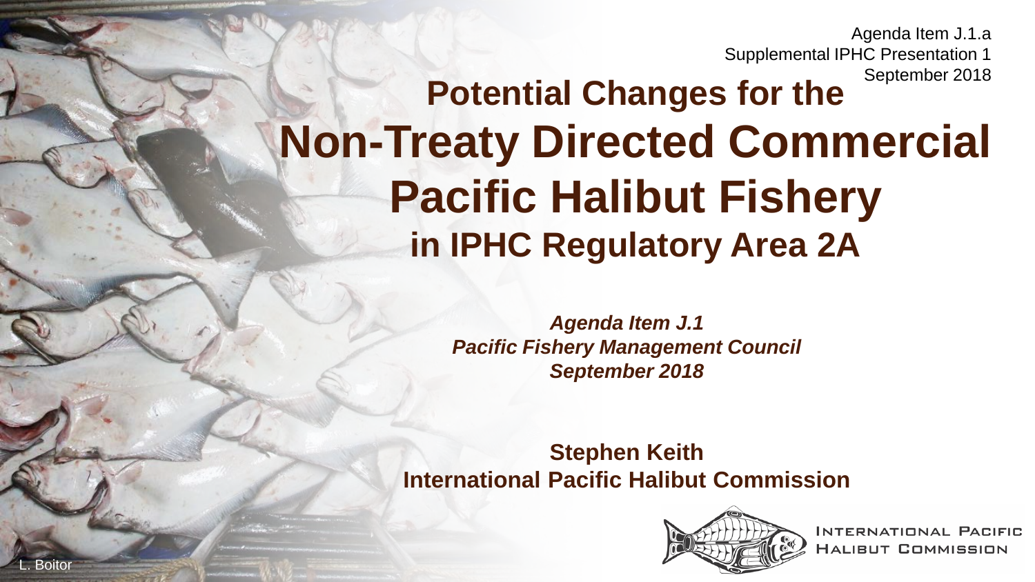Agenda Item J.1.a
Supplemental IPHC Presentation 1
September 2018

# Potential Changes for the Non-Treaty Directed Commercial Pacific Halibut Fishery in IPHC Regulatory Area 2A

***Agenda Item J.1***
***Pacific Fishery Management Council***
***September 2018***

**Stephen Keith**
**International Pacific Halibut Commission**

INTERNATIONAL PACIFIC HALIBUT COMMISSION

L. Boitor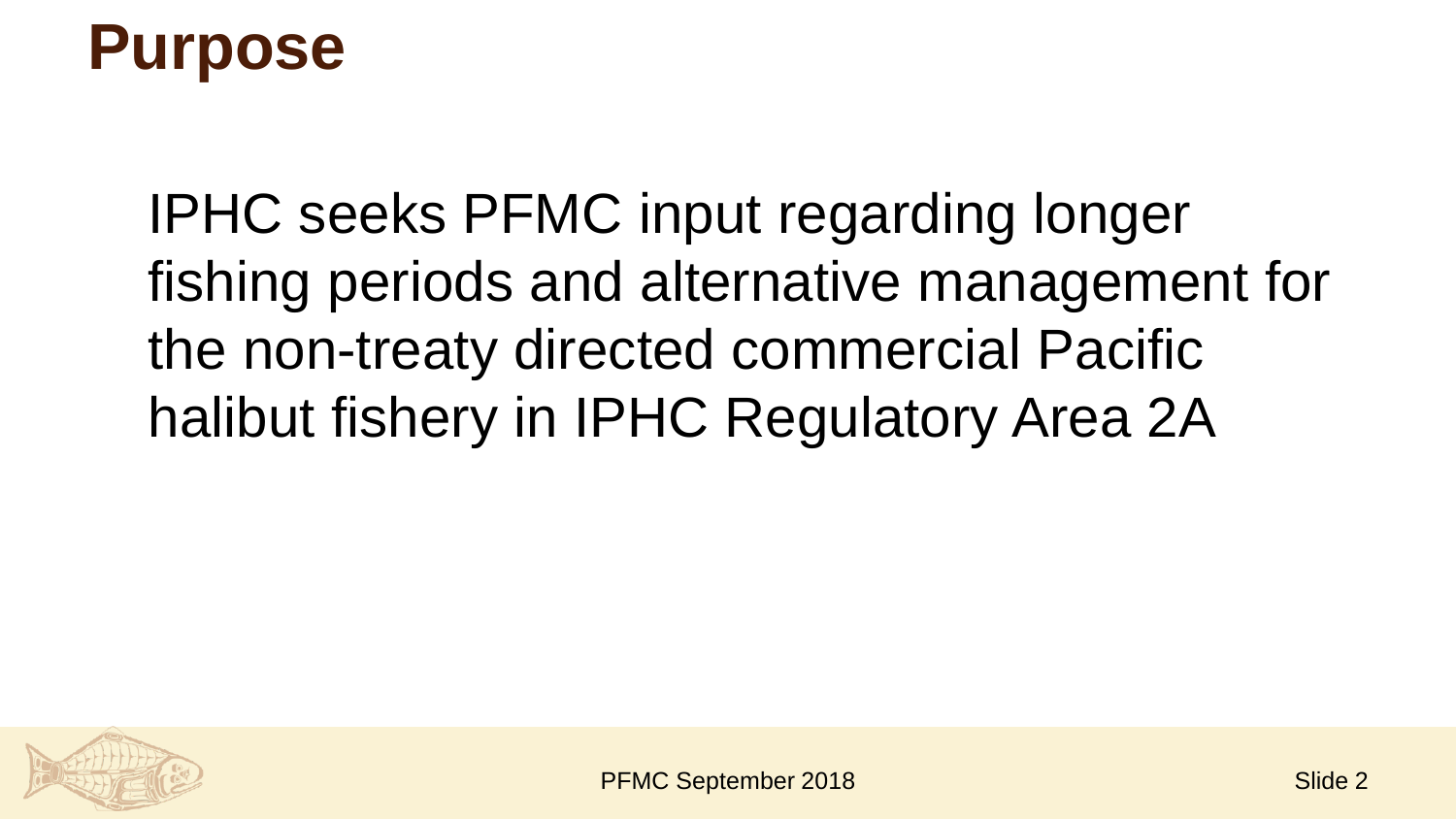# Purpose

IPHC seeks PFMC input regarding longer fishing periods and alternative management for the non-treaty directed commercial Pacific halibut fishery in IPHC Regulatory Area 2A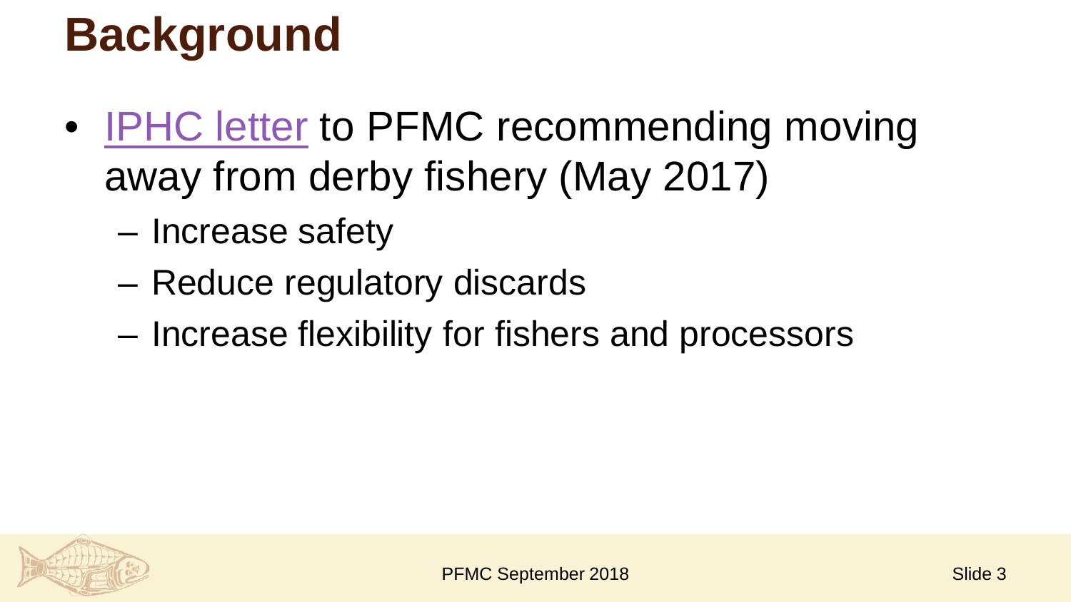# Background

- IPHC letter to PFMC recommending moving away from derby fishery (May 2017)
  - Increase safety
  - Reduce regulatory discards
  - Increase flexibility for fishers and processors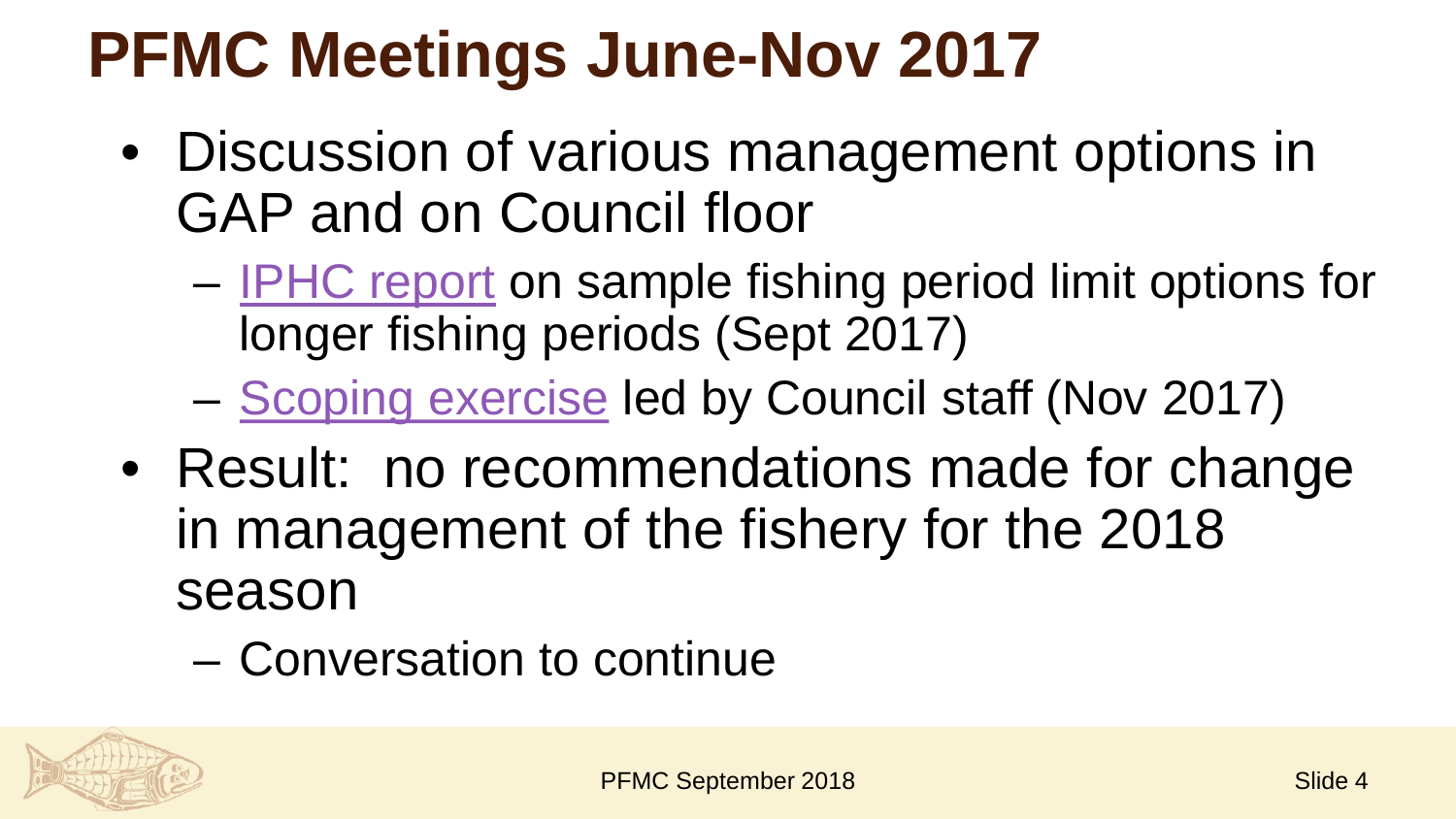# PFMC Meetings June-Nov 2017

- Discussion of various management options in GAP and on Council floor
  - IPHC report on sample fishing period limit options for longer fishing periods (Sept 2017)
  - Scoping exercise led by Council staff (Nov 2017)
- Result: no recommendations made for change in management of the fishery for the 2018 season
  - Conversation to continue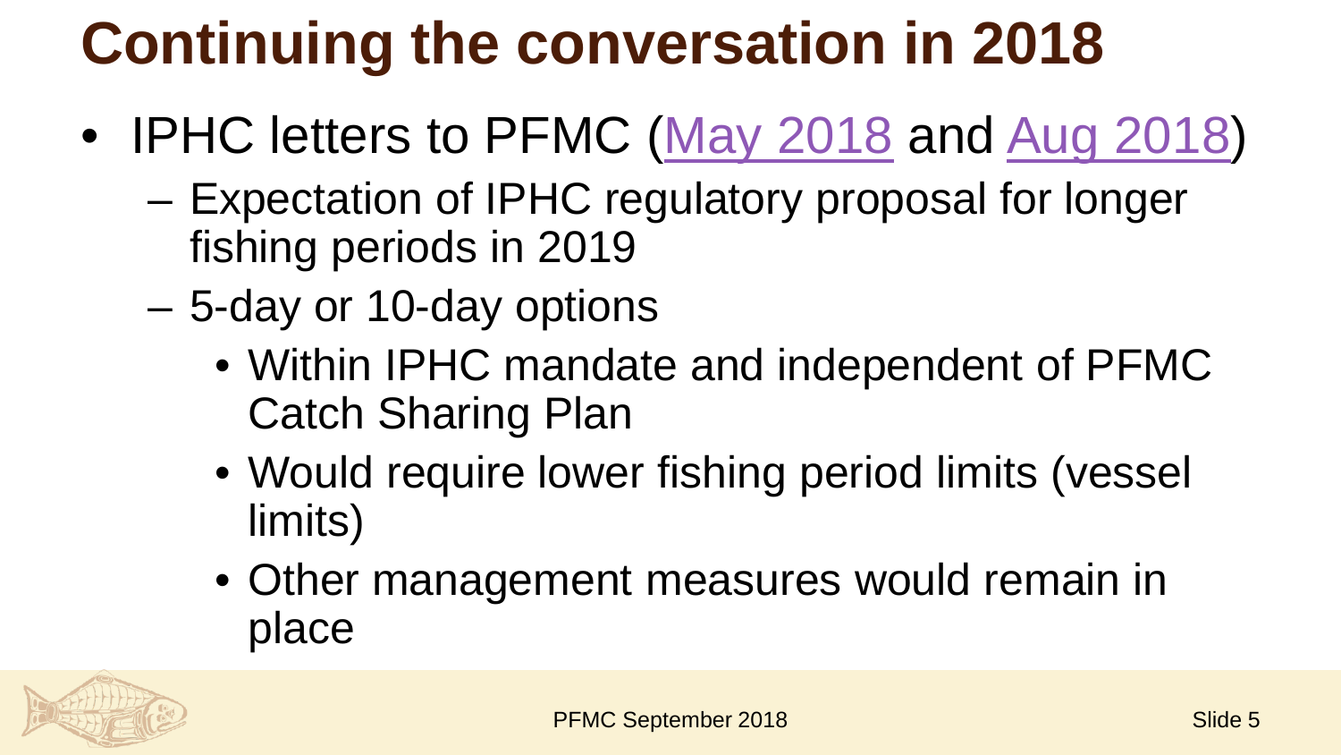# Continuing the conversation in 2018

- IPHC letters to PFMC (May 2018 and Aug 2018)
  - Expectation of IPHC regulatory proposal for longer fishing periods in 2019
  - 5-day or 10-day options
    - Within IPHC mandate and independent of PFMC Catch Sharing Plan
    - Would require lower fishing period limits (vessel limits)
    - Other management measures would remain in place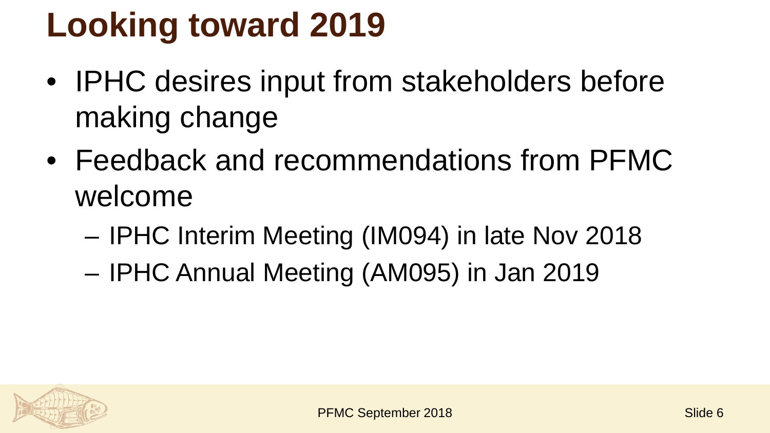# Looking toward 2019

- IPHC desires input from stakeholders before making change
- Feedback and recommendations from PFMC welcome
  - IPHC Interim Meeting (IM094) in late Nov 2018
  - IPHC Annual Meeting (AM095) in Jan 2019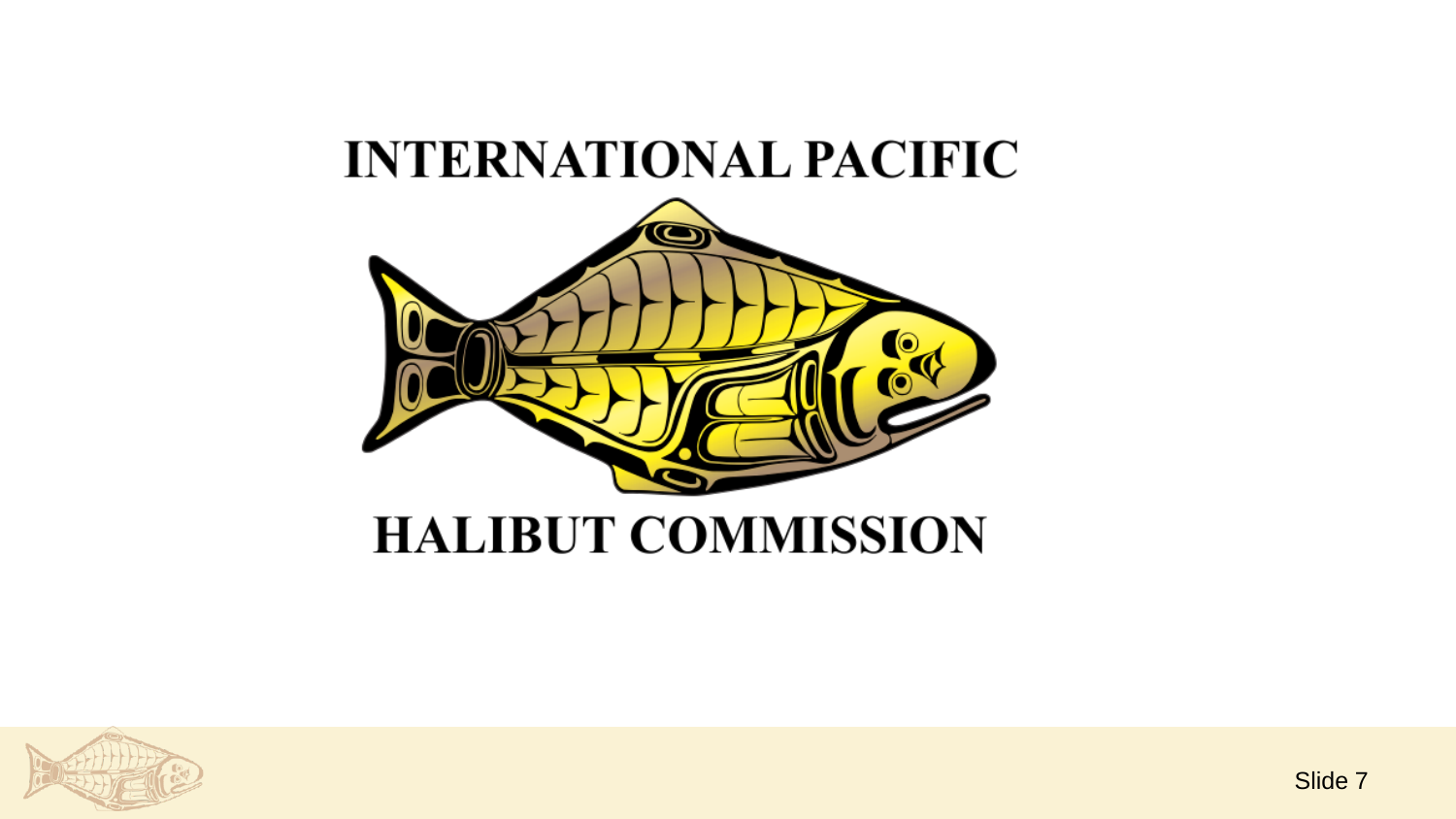INTERNATIONAL PACIFIC

HALIBUT COMMISSION